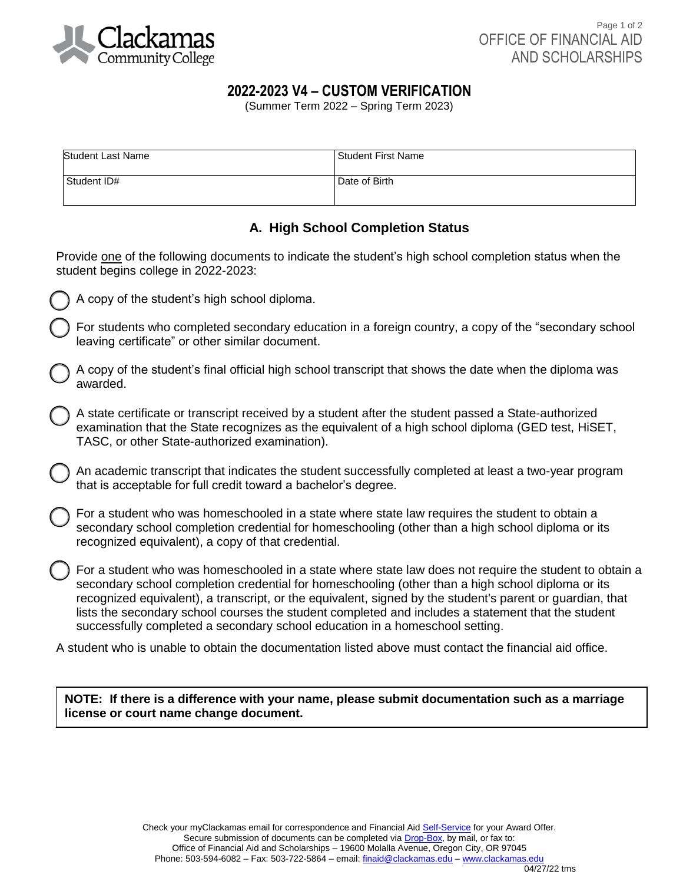Clackamas Community College

OFFICE OF FINANCIAL AID AND SCHOLARSHIPS

# 2022-2023 V4 – CUSTOM VERIFICATION

(Summer Term 2022 – Spring Term 2023)

| Student Last Name | Student First Name |
|---|---|
| Student ID# | Date of Birth |

## A. High School Completion Status

Provide one of the following documents to indicate the student's high school completion status when the student begins college in 2022-2023:

- ◯ A copy of the student's high school diploma.
- ◯ For students who completed secondary education in a foreign country, a copy of the "secondary school leaving certificate" or other similar document.
- ◯ A copy of the student's final official high school transcript that shows the date when the diploma was awarded.
- ◯ A state certificate or transcript received by a student after the student passed a State-authorized examination that the State recognizes as the equivalent of a high school diploma (GED test, HiSET, TASC, or other State-authorized examination).
- ◯ An academic transcript that indicates the student successfully completed at least a two-year program that is acceptable for full credit toward a bachelor's degree.
- ◯ For a student who was homeschooled in a state where state law requires the student to obtain a secondary school completion credential for homeschooling (other than a high school diploma or its recognized equivalent), a copy of that credential.
- ◯ For a student who was homeschooled in a state where state law does not require the student to obtain a secondary school completion credential for homeschooling (other than a high school diploma or its recognized equivalent), a transcript, or the equivalent, signed by the student's parent or guardian, that lists the secondary school courses the student completed and includes a statement that the student successfully completed a secondary school education in a homeschool setting.

A student who is unable to obtain the documentation listed above must contact the financial aid office.

**NOTE: If there is a difference with your name, please submit documentation such as a marriage license or court name change document.**

Check your myClackamas email for correspondence and Financial Aid Self-Service for your Award Offer.
Secure submission of documents can be completed via Drop-Box, by mail, or fax to:
Office of Financial Aid and Scholarships – 19600 Molalla Avenue, Oregon City, OR 97045
Phone: 503-594-6082 – Fax: 503-722-5864 – email: finaid@clackamas.edu – www.clackamas.edu

04/27/22 tms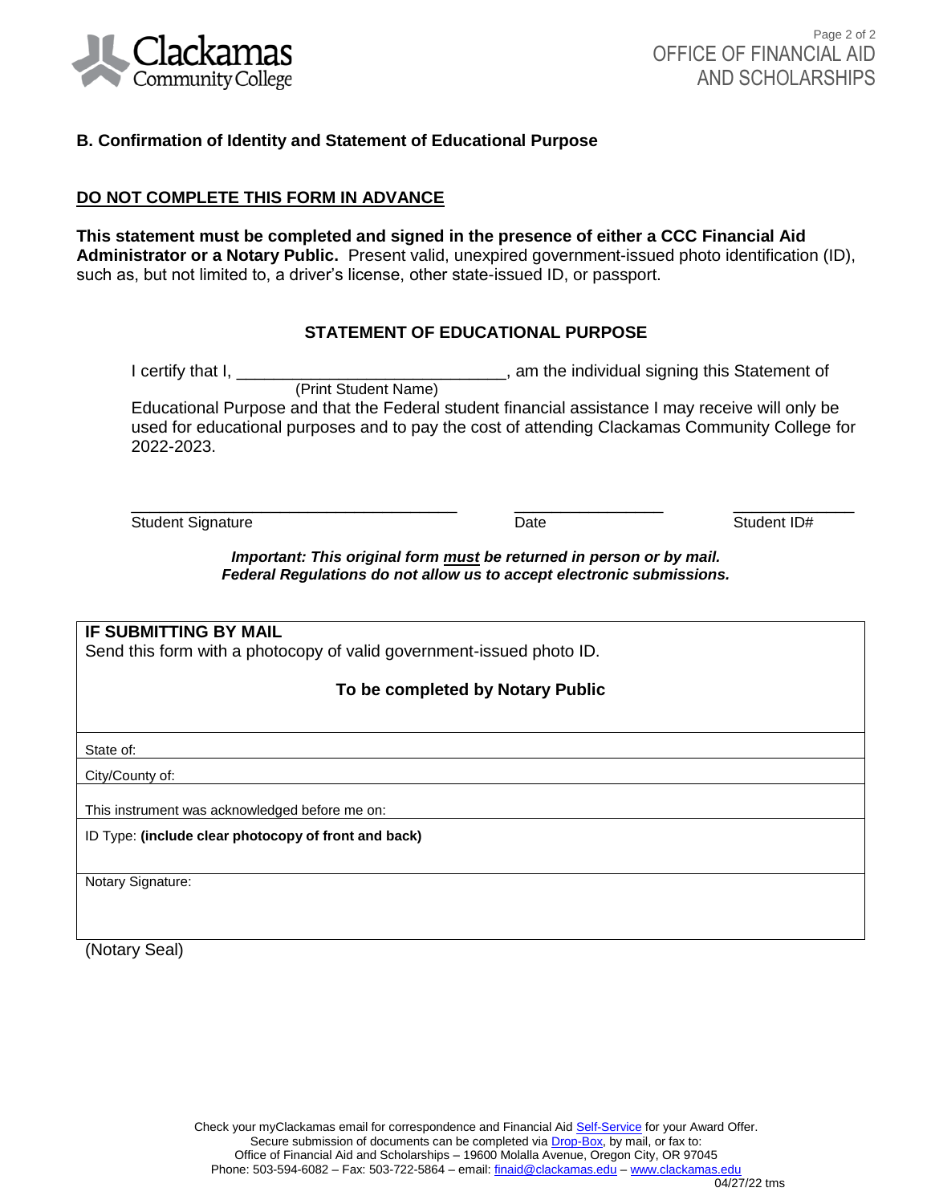## B. Confirmation of Identity and Statement of Educational Purpose

**<u>DO NOT COMPLETE THIS FORM IN ADVANCE</u>**

**This statement must be completed and signed in the presence of either a CCC Financial Aid Administrator or a Notary Public.** Present valid, unexpired government-issued photo identification (ID), such as, but not limited to, a driver's license, other state-issued ID, or passport.

### STATEMENT OF EDUCATIONAL PURPOSE

I certify that I, ______________________________, am the individual signing this Statement of
(Print Student Name)
Educational Purpose and that the Federal student financial assistance I may receive will only be used for educational purposes and to pay the cost of attending Clackamas Community College for 2022-2023.

_____________________________________ _________________ ______________
Student Signature Date Student ID#

***Important: This original form must be returned in person or by mail.***
***Federal Regulations do not allow us to accept electronic submissions.***

| |
|---|
| **IF SUBMITTING BY MAIL**<br>Send this form with a photocopy of valid government-issued photo ID.<br><br>**To be completed by Notary Public** |
| State of: |
| City/County of: |
| This instrument was acknowledged before me on: |
| ID Type: **(include clear photocopy of front and back)** |
| Notary Signature: |

(Notary Seal)

Check your myClackamas email for correspondence and Financial Aid Self-Service for your Award Offer.
Secure submission of documents can be completed via Drop-Box, by mail, or fax to:
Office of Financial Aid and Scholarships – 19600 Molalla Avenue, Oregon City, OR 97045
Phone: 503-594-6082 – Fax: 503-722-5864 – email: finaid@clackamas.edu – www.clackamas.edu

04/27/22 tms